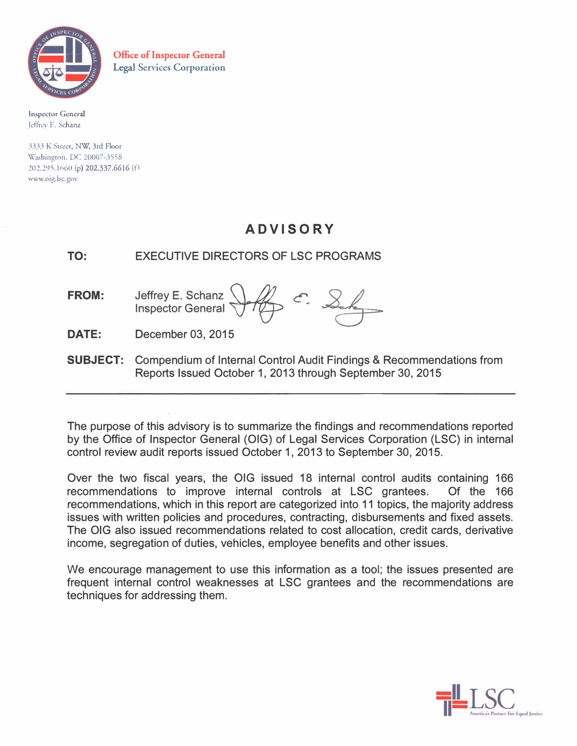Office of Inspector General
Legal Services Corporation

Inspector General
Jeffrey E. Schanz

3333 K Street, NW, 3rd Floor
Washington, DC 20007-3558
202.295.1660 (p) 202.337.6616 (f)
www.oig.lsc.gov

# ADVISORY

**TO:** EXECUTIVE DIRECTORS OF LSC PROGRAMS

**FROM:** Jeffrey E. Schanz
Inspector General

**DATE:** December 03, 2015

**SUBJECT:** Compendium of Internal Control Audit Findings & Recommendations from Reports Issued October 1, 2013 through September 30, 2015

---

The purpose of this advisory is to summarize the findings and recommendations reported by the Office of Inspector General (OIG) of Legal Services Corporation (LSC) in internal control review audit reports issued October 1, 2013 to September 30, 2015.

Over the two fiscal years, the OIG issued 18 internal control audits containing 166 recommendations to improve internal controls at LSC grantees. Of the 166 recommendations, which in this report are categorized into 11 topics, the majority address issues with written policies and procedures, contracting, disbursements and fixed assets. The OIG also issued recommendations related to cost allocation, credit cards, derivative income, segregation of duties, vehicles, employee benefits and other issues.

We encourage management to use this information as a tool; the issues presented are frequent internal control weaknesses at LSC grantees and the recommendations are techniques for addressing them.

LSC
America's Partner For Equal Justice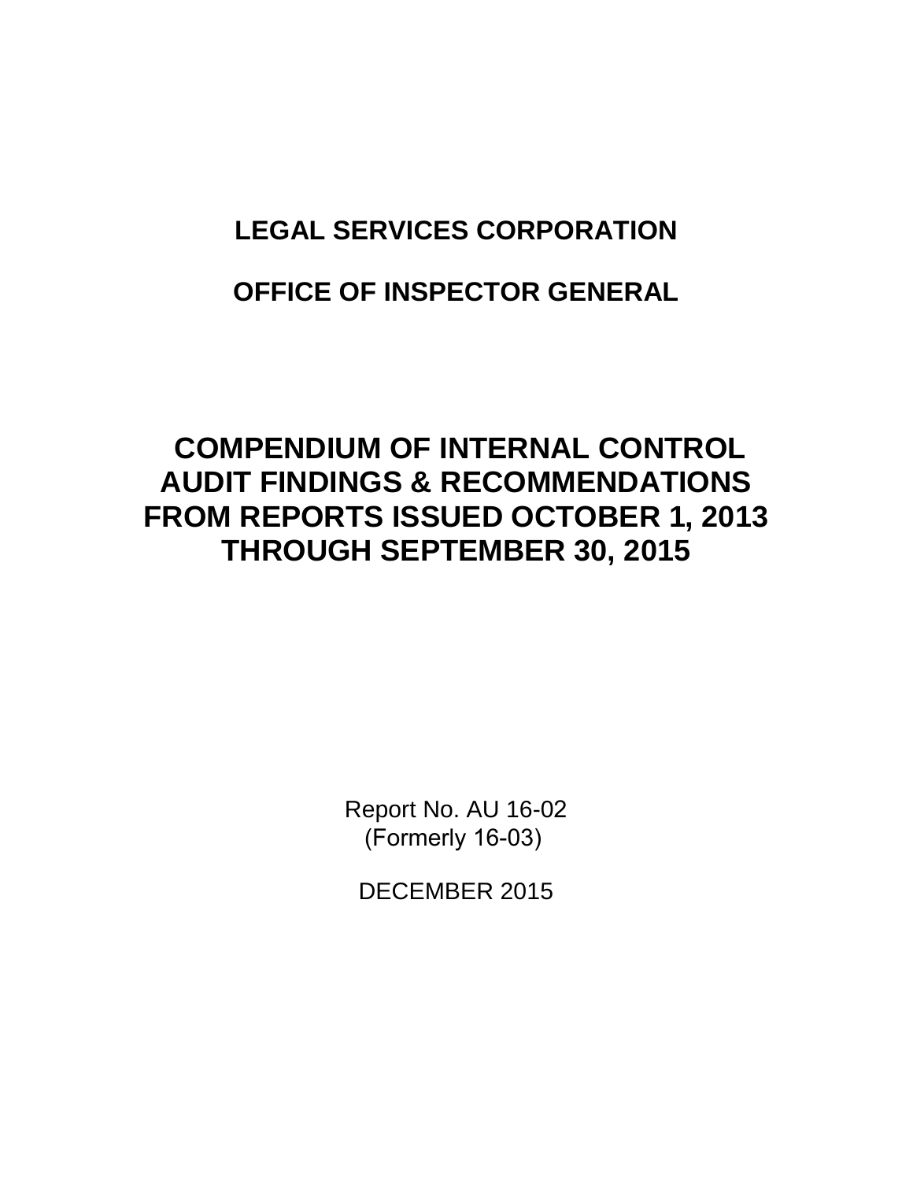# LEGAL SERVICES CORPORATION

# OFFICE OF INSPECTOR GENERAL

# COMPENDIUM OF INTERNAL CONTROL AUDIT FINDINGS & RECOMMENDATIONS FROM REPORTS ISSUED OCTOBER 1, 2013 THROUGH SEPTEMBER 30, 2015

Report No. AU 16-02
(Formerly 16-03)

DECEMBER 2015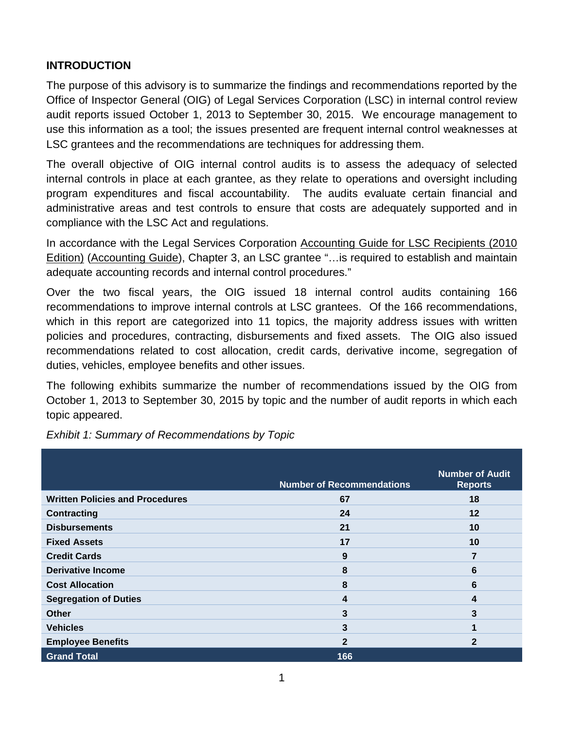## INTRODUCTION

The purpose of this advisory is to summarize the findings and recommendations reported by the Office of Inspector General (OIG) of Legal Services Corporation (LSC) in internal control review audit reports issued October 1, 2013 to September 30, 2015. We encourage management to use this information as a tool; the issues presented are frequent internal control weaknesses at LSC grantees and the recommendations are techniques for addressing them.

The overall objective of OIG internal control audits is to assess the adequacy of selected internal controls in place at each grantee, as they relate to operations and oversight including program expenditures and fiscal accountability. The audits evaluate certain financial and administrative areas and test controls to ensure that costs are adequately supported and in compliance with the LSC Act and regulations.

In accordance with the Legal Services Corporation Accounting Guide for LSC Recipients (2010 Edition) (Accounting Guide), Chapter 3, an LSC grantee "…is required to establish and maintain adequate accounting records and internal control procedures."

Over the two fiscal years, the OIG issued 18 internal control audits containing 166 recommendations to improve internal controls at LSC grantees. Of the 166 recommendations, which in this report are categorized into 11 topics, the majority address issues with written policies and procedures, contracting, disbursements and fixed assets. The OIG also issued recommendations related to cost allocation, credit cards, derivative income, segregation of duties, vehicles, employee benefits and other issues.

The following exhibits summarize the number of recommendations issued by the OIG from October 1, 2013 to September 30, 2015 by topic and the number of audit reports in which each topic appeared.

*Exhibit 1: Summary of Recommendations by Topic*

| | Number of Recommendations | Number of Audit Reports |
|---|---|---|
| **Written Policies and Procedures** | **67** | **18** |
| **Contracting** | **24** | **12** |
| **Disbursements** | **21** | **10** |
| **Fixed Assets** | **17** | **10** |
| **Credit Cards** | **9** | **7** |
| **Derivative Income** | **8** | **6** |
| **Cost Allocation** | **8** | **6** |
| **Segregation of Duties** | **4** | **4** |
| **Other** | **3** | **3** |
| **Vehicles** | **3** | **1** |
| **Employee Benefits** | **2** | **2** |
| **Grand Total** | **166** | |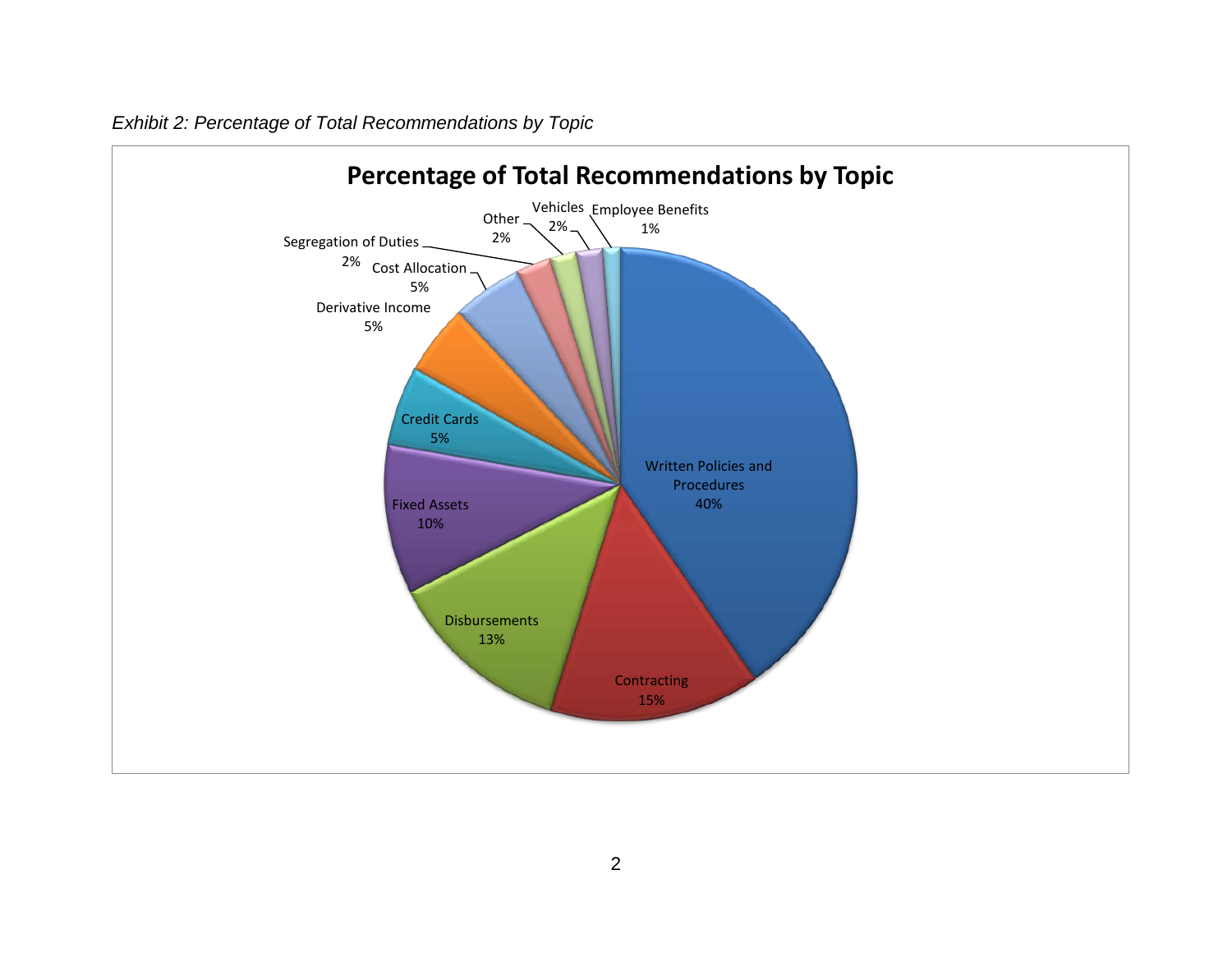*Exhibit 2: Percentage of Total Recommendations by Topic*

**Percentage of Total Recommendations by Topic**

| Topic | Percentage |
|---|---|
| Written Policies and Procedures | 40% |
| Contracting | 15% |
| Disbursements | 13% |
| Fixed Assets | 10% |
| Credit Cards | 5% |
| Derivative Income | 5% |
| Cost Allocation | 5% |
| Segregation of Duties | 2% |
| Other | 2% |
| Vehicles | 2% |
| Employee Benefits | 1% |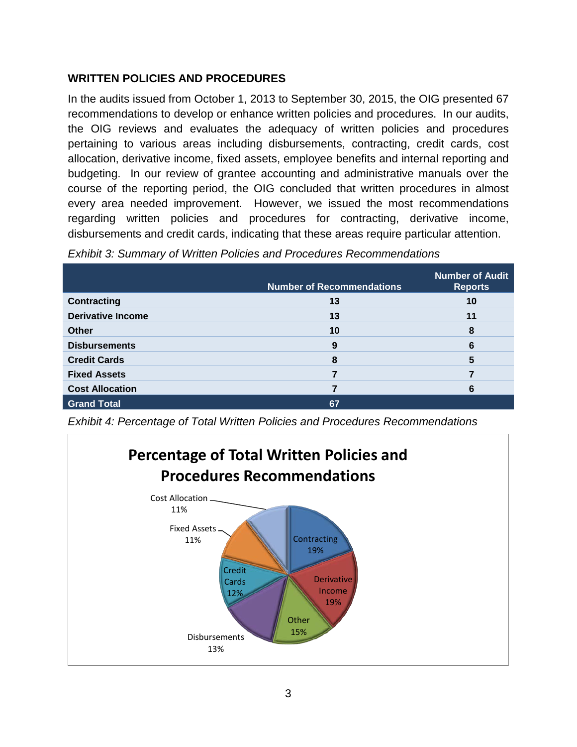## WRITTEN POLICIES AND PROCEDURES

In the audits issued from October 1, 2013 to September 30, 2015, the OIG presented 67 recommendations to develop or enhance written policies and procedures. In our audits, the OIG reviews and evaluates the adequacy of written policies and procedures pertaining to various areas including disbursements, contracting, credit cards, cost allocation, derivative income, fixed assets, employee benefits and internal reporting and budgeting. In our review of grantee accounting and administrative manuals over the course of the reporting period, the OIG concluded that written procedures in almost every area needed improvement. However, we issued the most recommendations regarding written policies and procedures for contracting, derivative income, disbursements and credit cards, indicating that these areas require particular attention.

*Exhibit 3: Summary of Written Policies and Procedures Recommendations*

| | Number of Recommendations | Number of Audit Reports |
|---|---|---|
| **Contracting** | **13** | **10** |
| **Derivative Income** | **13** | **11** |
| **Other** | **10** | **8** |
| **Disbursements** | **9** | **6** |
| **Credit Cards** | **8** | **5** |
| **Fixed Assets** | **7** | **7** |
| **Cost Allocation** | **7** | **6** |
| **Grand Total** | **67** | |

*Exhibit 4: Percentage of Total Written Policies and Procedures Recommendations*

**Percentage of Total Written Policies and Procedures Recommendations**

| Category | Percentage |
|---|---|
| Contracting | 19% |
| Derivative Income | 19% |
| Other | 15% |
| Disbursements | 13% |
| Credit Cards | 12% |
| Fixed Assets | 11% |
| Cost Allocation | 11% |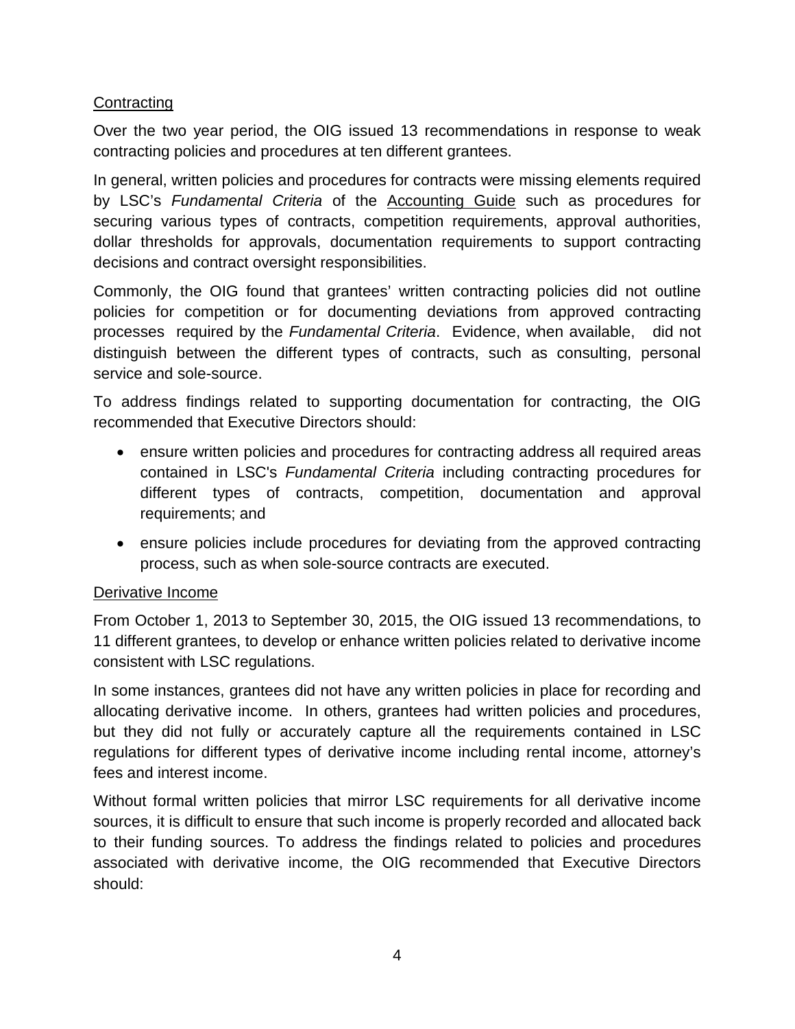<u>Contracting</u>

Over the two year period, the OIG issued 13 recommendations in response to weak contracting policies and procedures at ten different grantees.

In general, written policies and procedures for contracts were missing elements required by LSC's *Fundamental Criteria* of the <u>Accounting Guide</u> such as procedures for securing various types of contracts, competition requirements, approval authorities, dollar thresholds for approvals, documentation requirements to support contracting decisions and contract oversight responsibilities.

Commonly, the OIG found that grantees' written contracting policies did not outline policies for competition or for documenting deviations from approved contracting processes required by the *Fundamental Criteria*. Evidence, when available, did not distinguish between the different types of contracts, such as consulting, personal service and sole-source.

To address findings related to supporting documentation for contracting, the OIG recommended that Executive Directors should:

- ensure written policies and procedures for contracting address all required areas contained in LSC's *Fundamental Criteria* including contracting procedures for different types of contracts, competition, documentation and approval requirements; and
- ensure policies include procedures for deviating from the approved contracting process, such as when sole-source contracts are executed.

<u>Derivative Income</u>

From October 1, 2013 to September 30, 2015, the OIG issued 13 recommendations, to 11 different grantees, to develop or enhance written policies related to derivative income consistent with LSC regulations.

In some instances, grantees did not have any written policies in place for recording and allocating derivative income. In others, grantees had written policies and procedures, but they did not fully or accurately capture all the requirements contained in LSC regulations for different types of derivative income including rental income, attorney's fees and interest income.

Without formal written policies that mirror LSC requirements for all derivative income sources, it is difficult to ensure that such income is properly recorded and allocated back to their funding sources. To address the findings related to policies and procedures associated with derivative income, the OIG recommended that Executive Directors should: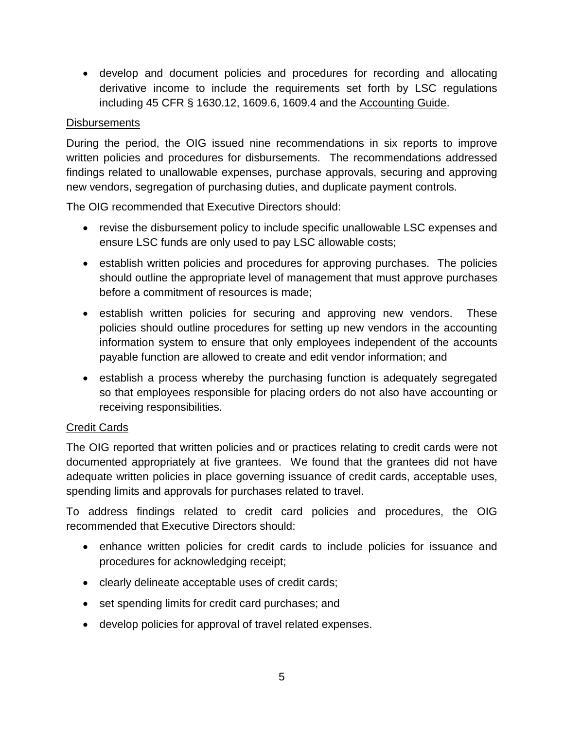- develop and document policies and procedures for recording and allocating derivative income to include the requirements set forth by LSC regulations including 45 CFR § 1630.12, 1609.6, 1609.4 and the Accounting Guide.

Disbursements

During the period, the OIG issued nine recommendations in six reports to improve written policies and procedures for disbursements. The recommendations addressed findings related to unallowable expenses, purchase approvals, securing and approving new vendors, segregation of purchasing duties, and duplicate payment controls.

The OIG recommended that Executive Directors should:

- revise the disbursement policy to include specific unallowable LSC expenses and ensure LSC funds are only used to pay LSC allowable costs;
- establish written policies and procedures for approving purchases. The policies should outline the appropriate level of management that must approve purchases before a commitment of resources is made;
- establish written policies for securing and approving new vendors. These policies should outline procedures for setting up new vendors in the accounting information system to ensure that only employees independent of the accounts payable function are allowed to create and edit vendor information; and
- establish a process whereby the purchasing function is adequately segregated so that employees responsible for placing orders do not also have accounting or receiving responsibilities.

Credit Cards

The OIG reported that written policies and or practices relating to credit cards were not documented appropriately at five grantees. We found that the grantees did not have adequate written policies in place governing issuance of credit cards, acceptable uses, spending limits and approvals for purchases related to travel.

To address findings related to credit card policies and procedures, the OIG recommended that Executive Directors should:

- enhance written policies for credit cards to include policies for issuance and procedures for acknowledging receipt;
- clearly delineate acceptable uses of credit cards;
- set spending limits for credit card purchases; and
- develop policies for approval of travel related expenses.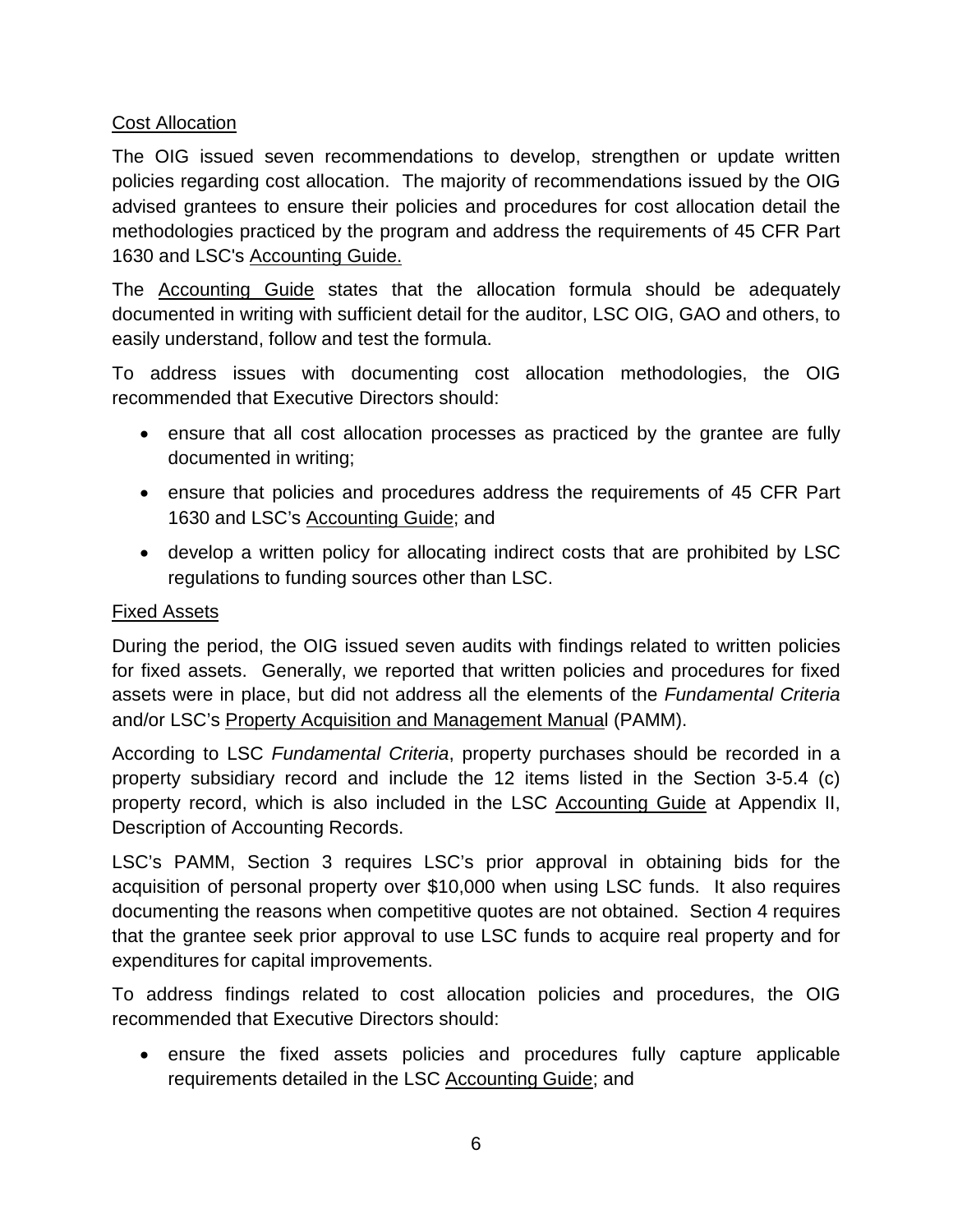Cost Allocation

The OIG issued seven recommendations to develop, strengthen or update written policies regarding cost allocation. The majority of recommendations issued by the OIG advised grantees to ensure their policies and procedures for cost allocation detail the methodologies practiced by the program and address the requirements of 45 CFR Part 1630 and LSC's Accounting Guide.

The Accounting Guide states that the allocation formula should be adequately documented in writing with sufficient detail for the auditor, LSC OIG, GAO and others, to easily understand, follow and test the formula.

To address issues with documenting cost allocation methodologies, the OIG recommended that Executive Directors should:

- ensure that all cost allocation processes as practiced by the grantee are fully documented in writing;
- ensure that policies and procedures address the requirements of 45 CFR Part 1630 and LSC's Accounting Guide; and
- develop a written policy for allocating indirect costs that are prohibited by LSC regulations to funding sources other than LSC.

Fixed Assets

During the period, the OIG issued seven audits with findings related to written policies for fixed assets. Generally, we reported that written policies and procedures for fixed assets were in place, but did not address all the elements of the *Fundamental Criteria* and/or LSC's Property Acquisition and Management Manual (PAMM).

According to LSC *Fundamental Criteria*, property purchases should be recorded in a property subsidiary record and include the 12 items listed in the Section 3-5.4 (c) property record, which is also included in the LSC Accounting Guide at Appendix II, Description of Accounting Records.

LSC's PAMM, Section 3 requires LSC's prior approval in obtaining bids for the acquisition of personal property over $10,000 when using LSC funds. It also requires documenting the reasons when competitive quotes are not obtained. Section 4 requires that the grantee seek prior approval to use LSC funds to acquire real property and for expenditures for capital improvements.

To address findings related to cost allocation policies and procedures, the OIG recommended that Executive Directors should:

- ensure the fixed assets policies and procedures fully capture applicable requirements detailed in the LSC Accounting Guide; and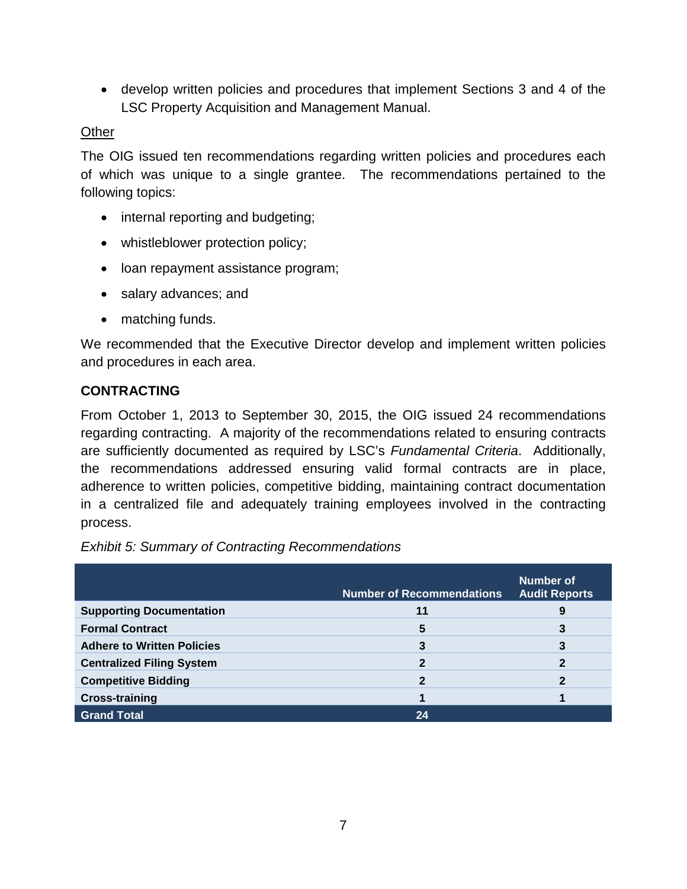- develop written policies and procedures that implement Sections 3 and 4 of the LSC Property Acquisition and Management Manual.

<u>Other</u>

The OIG issued ten recommendations regarding written policies and procedures each of which was unique to a single grantee. The recommendations pertained to the following topics:

- internal reporting and budgeting;
- whistleblower protection policy;
- loan repayment assistance program;
- salary advances; and
- matching funds.

We recommended that the Executive Director develop and implement written policies and procedures in each area.

## CONTRACTING

From October 1, 2013 to September 30, 2015, the OIG issued 24 recommendations regarding contracting. A majority of the recommendations related to ensuring contracts are sufficiently documented as required by LSC's *Fundamental Criteria*. Additionally, the recommendations addressed ensuring valid formal contracts are in place, adherence to written policies, competitive bidding, maintaining contract documentation in a centralized file and adequately training employees involved in the contracting process.

*Exhibit 5: Summary of Contracting Recommendations*

| | Number of Recommendations | Number of Audit Reports |
|---|---|---|
| **Supporting Documentation** | **11** | **9** |
| **Formal Contract** | **5** | **3** |
| **Adhere to Written Policies** | **3** | **3** |
| **Centralized Filing System** | **2** | **2** |
| **Competitive Bidding** | **2** | **2** |
| **Cross-training** | **1** | **1** |
| **Grand Total** | **24** | |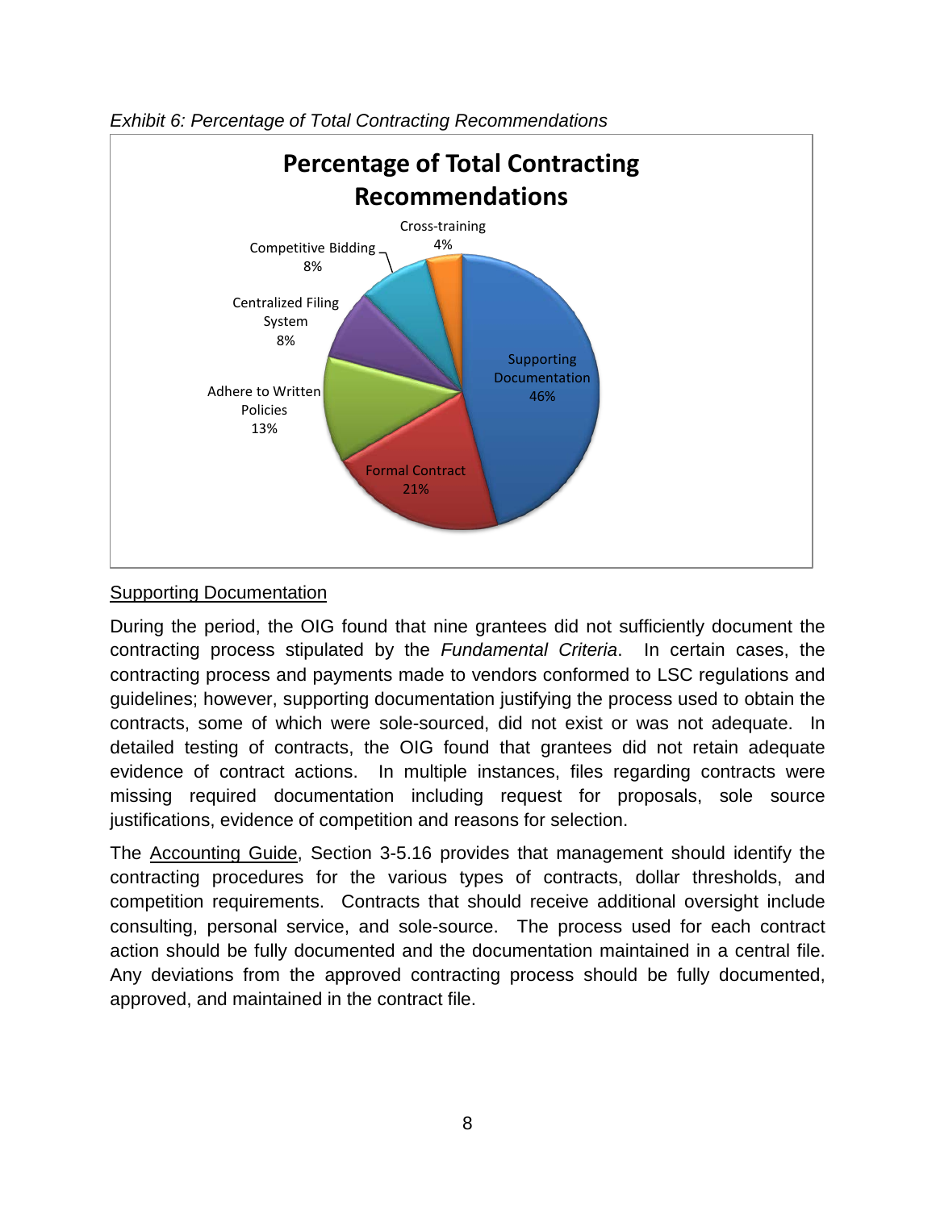*Exhibit 6: Percentage of Total Contracting Recommendations*

| Recommendation | Percentage |
| --- | --- |
| Supporting Documentation | 46% |
| Formal Contract | 21% |
| Adhere to Written Policies | 13% |
| Centralized Filing System | 8% |
| Competitive Bidding | 8% |
| Cross-training | 4% |

<u>Supporting Documentation</u>

During the period, the OIG found that nine grantees did not sufficiently document the contracting process stipulated by the *Fundamental Criteria*. In certain cases, the contracting process and payments made to vendors conformed to LSC regulations and guidelines; however, supporting documentation justifying the process used to obtain the contracts, some of which were sole-sourced, did not exist or was not adequate. In detailed testing of contracts, the OIG found that grantees did not retain adequate evidence of contract actions. In multiple instances, files regarding contracts were missing required documentation including request for proposals, sole source justifications, evidence of competition and reasons for selection.

The <u>Accounting Guide</u>, Section 3-5.16 provides that management should identify the contracting procedures for the various types of contracts, dollar thresholds, and competition requirements. Contracts that should receive additional oversight include consulting, personal service, and sole-source. The process used for each contract action should be fully documented and the documentation maintained in a central file. Any deviations from the approved contracting process should be fully documented, approved, and maintained in the contract file.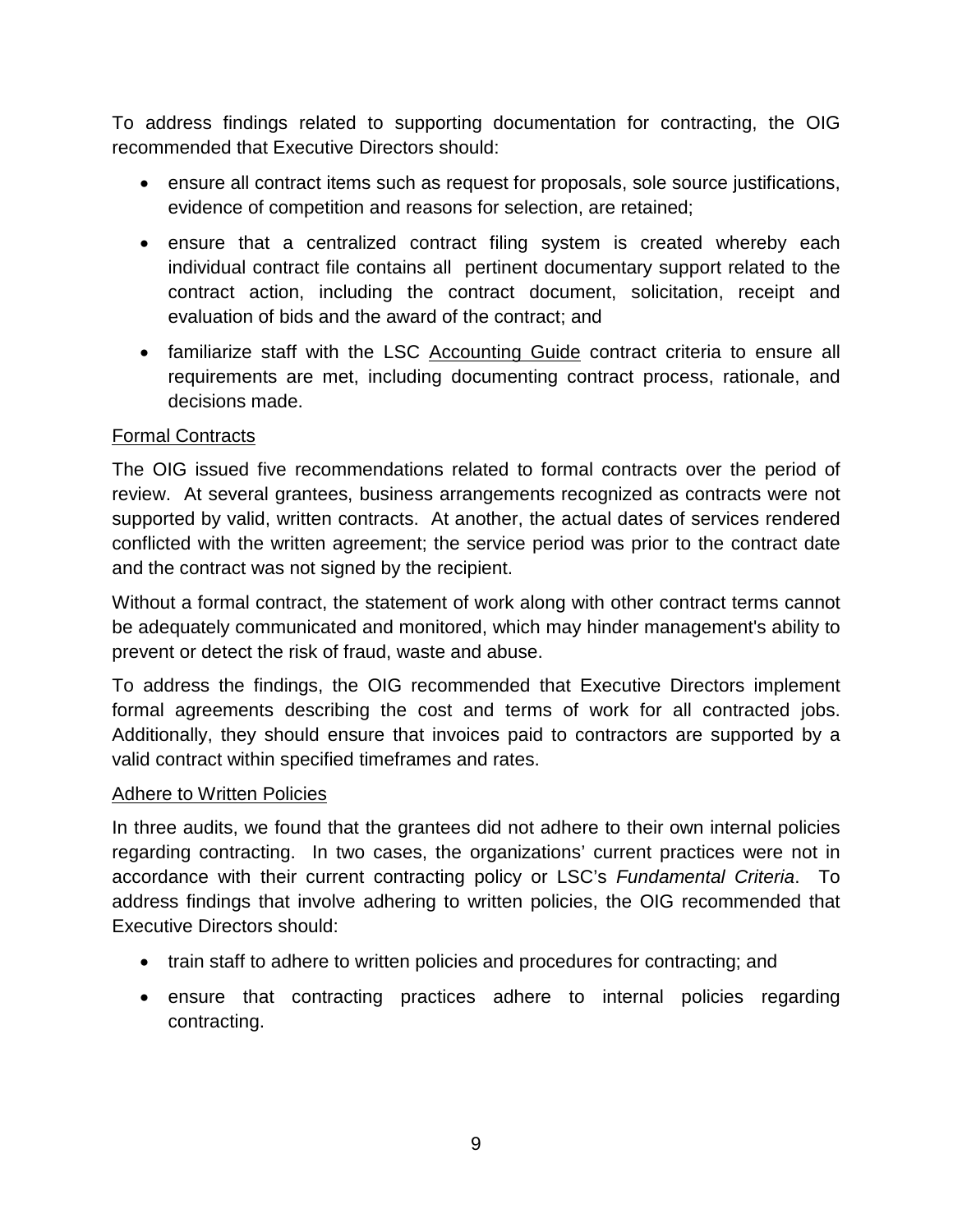To address findings related to supporting documentation for contracting, the OIG recommended that Executive Directors should:

- ensure all contract items such as request for proposals, sole source justifications, evidence of competition and reasons for selection, are retained;
- ensure that a centralized contract filing system is created whereby each individual contract file contains all pertinent documentary support related to the contract action, including the contract document, solicitation, receipt and evaluation of bids and the award of the contract; and
- familiarize staff with the LSC Accounting Guide contract criteria to ensure all requirements are met, including documenting contract process, rationale, and decisions made.

Formal Contracts

The OIG issued five recommendations related to formal contracts over the period of review. At several grantees, business arrangements recognized as contracts were not supported by valid, written contracts. At another, the actual dates of services rendered conflicted with the written agreement; the service period was prior to the contract date and the contract was not signed by the recipient.

Without a formal contract, the statement of work along with other contract terms cannot be adequately communicated and monitored, which may hinder management's ability to prevent or detect the risk of fraud, waste and abuse.

To address the findings, the OIG recommended that Executive Directors implement formal agreements describing the cost and terms of work for all contracted jobs. Additionally, they should ensure that invoices paid to contractors are supported by a valid contract within specified timeframes and rates.

Adhere to Written Policies

In three audits, we found that the grantees did not adhere to their own internal policies regarding contracting. In two cases, the organizations' current practices were not in accordance with their current contracting policy or LSC's *Fundamental Criteria*. To address findings that involve adhering to written policies, the OIG recommended that Executive Directors should:

- train staff to adhere to written policies and procedures for contracting; and
- ensure that contracting practices adhere to internal policies regarding contracting.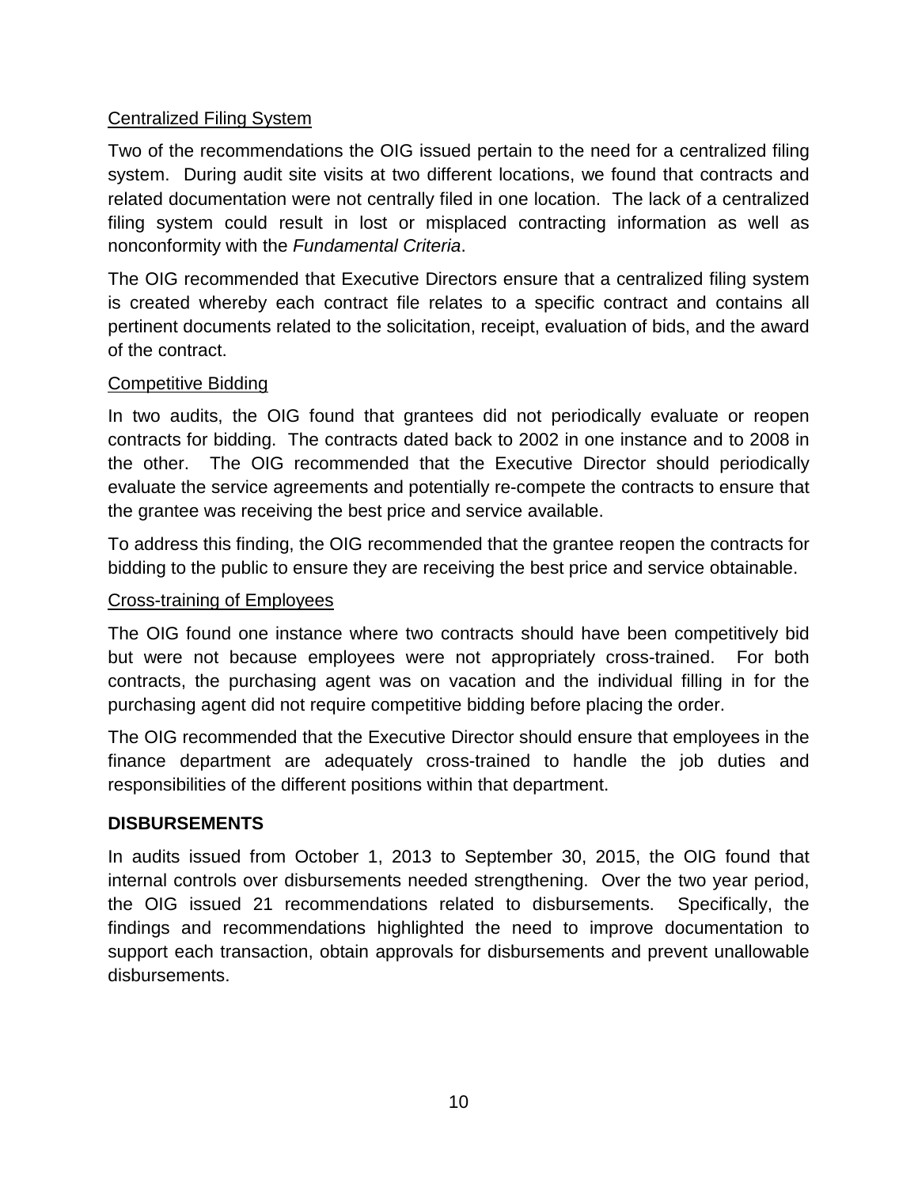Centralized Filing System

Two of the recommendations the OIG issued pertain to the need for a centralized filing system. During audit site visits at two different locations, we found that contracts and related documentation were not centrally filed in one location. The lack of a centralized filing system could result in lost or misplaced contracting information as well as nonconformity with the *Fundamental Criteria*.

The OIG recommended that Executive Directors ensure that a centralized filing system is created whereby each contract file relates to a specific contract and contains all pertinent documents related to the solicitation, receipt, evaluation of bids, and the award of the contract.

Competitive Bidding

In two audits, the OIG found that grantees did not periodically evaluate or reopen contracts for bidding. The contracts dated back to 2002 in one instance and to 2008 in the other. The OIG recommended that the Executive Director should periodically evaluate the service agreements and potentially re-compete the contracts to ensure that the grantee was receiving the best price and service available.

To address this finding, the OIG recommended that the grantee reopen the contracts for bidding to the public to ensure they are receiving the best price and service obtainable.

Cross-training of Employees

The OIG found one instance where two contracts should have been competitively bid but were not because employees were not appropriately cross-trained. For both contracts, the purchasing agent was on vacation and the individual filling in for the purchasing agent did not require competitive bidding before placing the order.

The OIG recommended that the Executive Director should ensure that employees in the finance department are adequately cross-trained to handle the job duties and responsibilities of the different positions within that department.

## DISBURSEMENTS

In audits issued from October 1, 2013 to September 30, 2015, the OIG found that internal controls over disbursements needed strengthening. Over the two year period, the OIG issued 21 recommendations related to disbursements. Specifically, the findings and recommendations highlighted the need to improve documentation to support each transaction, obtain approvals for disbursements and prevent unallowable disbursements.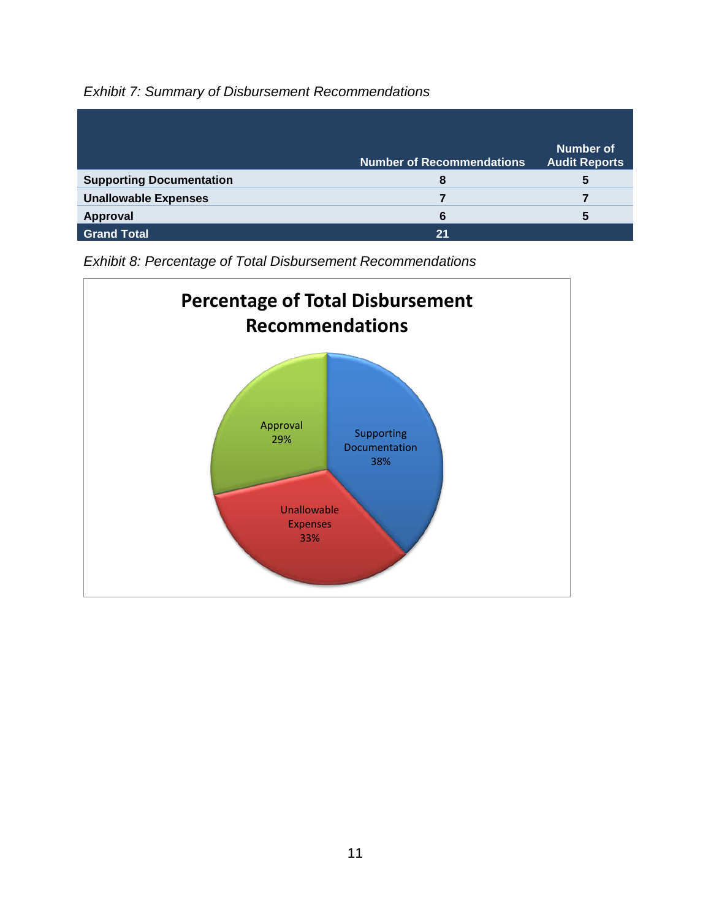*Exhibit 7: Summary of Disbursement Recommendations*

| | Number of Recommendations | Number of Audit Reports |
|---|---|---|
| **Supporting Documentation** | **8** | **5** |
| **Unallowable Expenses** | **7** | **7** |
| **Approval** | **6** | **5** |
| **Grand Total** | **21** | |

*Exhibit 8: Percentage of Total Disbursement Recommendations*

**Percentage of Total Disbursement Recommendations**

| Category | Percentage |
|---|---|
| Supporting Documentation | 38% |
| Unallowable Expenses | 33% |
| Approval | 29% |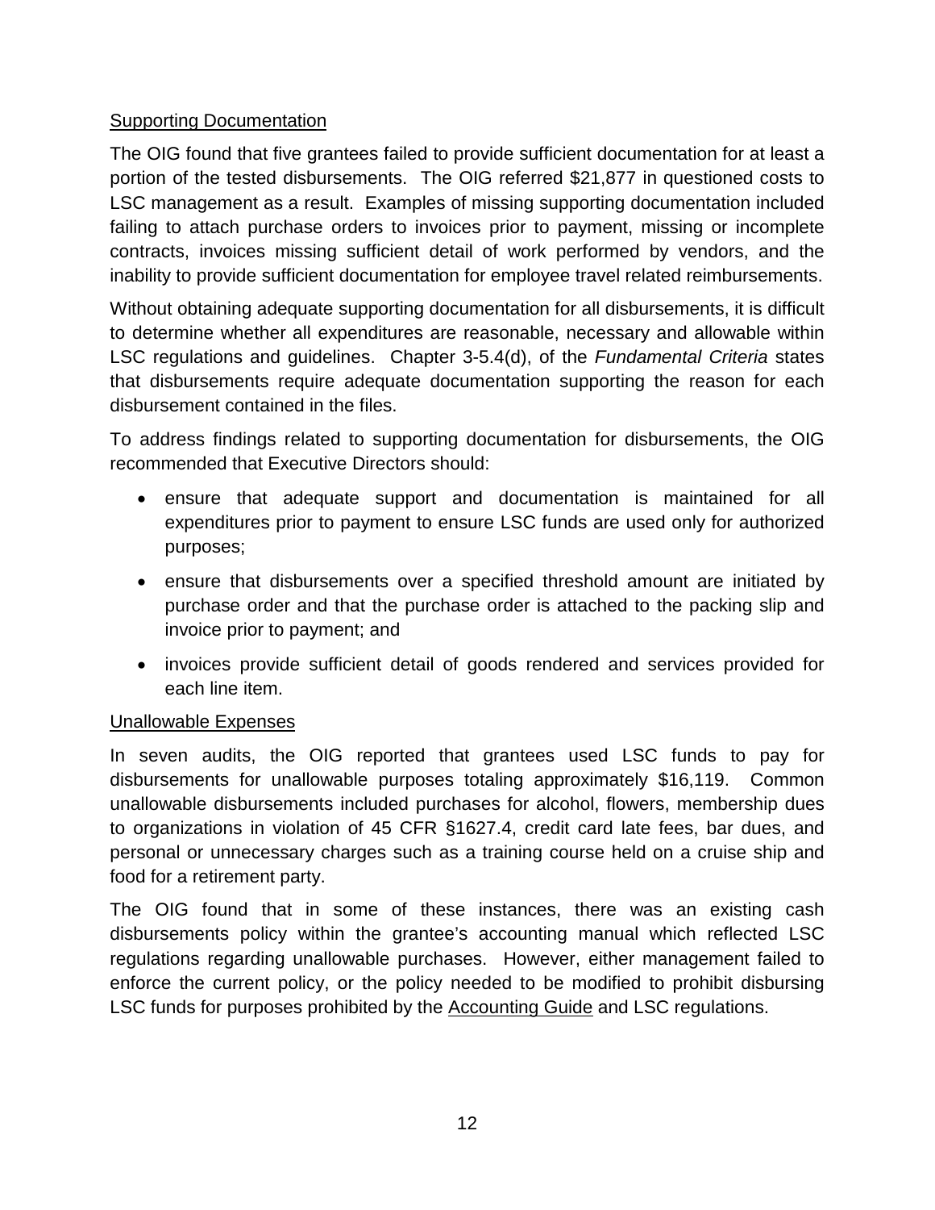<u>Supporting Documentation</u>

The OIG found that five grantees failed to provide sufficient documentation for at least a portion of the tested disbursements. The OIG referred $21,877 in questioned costs to LSC management as a result. Examples of missing supporting documentation included failing to attach purchase orders to invoices prior to payment, missing or incomplete contracts, invoices missing sufficient detail of work performed by vendors, and the inability to provide sufficient documentation for employee travel related reimbursements.

Without obtaining adequate supporting documentation for all disbursements, it is difficult to determine whether all expenditures are reasonable, necessary and allowable within LSC regulations and guidelines. Chapter 3-5.4(d), of the *Fundamental Criteria* states that disbursements require adequate documentation supporting the reason for each disbursement contained in the files.

To address findings related to supporting documentation for disbursements, the OIG recommended that Executive Directors should:

- ensure that adequate support and documentation is maintained for all expenditures prior to payment to ensure LSC funds are used only for authorized purposes;
- ensure that disbursements over a specified threshold amount are initiated by purchase order and that the purchase order is attached to the packing slip and invoice prior to payment; and
- invoices provide sufficient detail of goods rendered and services provided for each line item.

<u>Unallowable Expenses</u>

In seven audits, the OIG reported that grantees used LSC funds to pay for disbursements for unallowable purposes totaling approximately $16,119. Common unallowable disbursements included purchases for alcohol, flowers, membership dues to organizations in violation of 45 CFR §1627.4, credit card late fees, bar dues, and personal or unnecessary charges such as a training course held on a cruise ship and food for a retirement party.

The OIG found that in some of these instances, there was an existing cash disbursements policy within the grantee's accounting manual which reflected LSC regulations regarding unallowable purchases. However, either management failed to enforce the current policy, or the policy needed to be modified to prohibit disbursing LSC funds for purposes prohibited by the <u>Accounting Guide</u> and LSC regulations.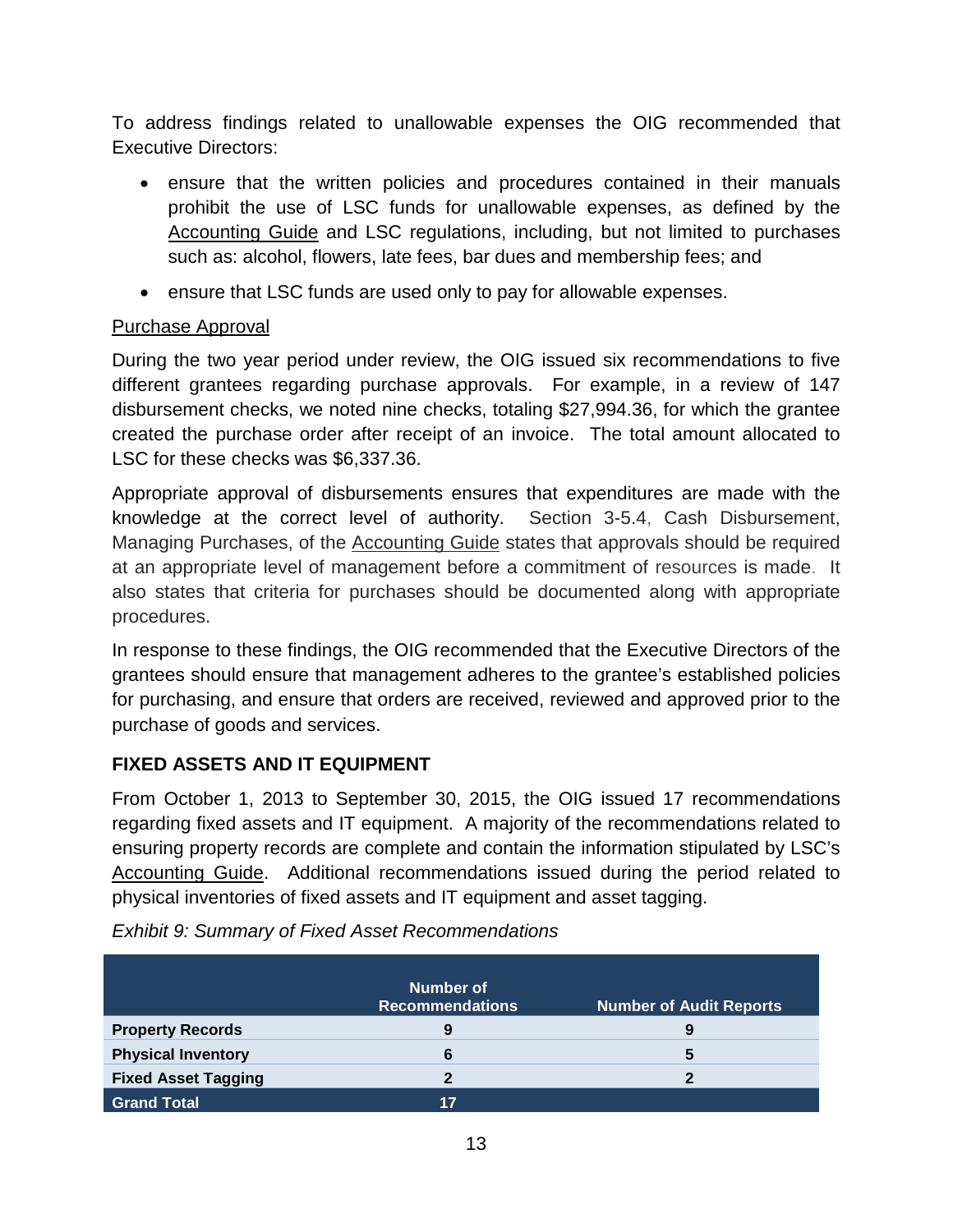To address findings related to unallowable expenses the OIG recommended that Executive Directors:

- ensure that the written policies and procedures contained in their manuals prohibit the use of LSC funds for unallowable expenses, as defined by the Accounting Guide and LSC regulations, including, but not limited to purchases such as: alcohol, flowers, late fees, bar dues and membership fees; and
- ensure that LSC funds are used only to pay for allowable expenses.

Purchase Approval

During the two year period under review, the OIG issued six recommendations to five different grantees regarding purchase approvals. For example, in a review of 147 disbursement checks, we noted nine checks, totaling $27,994.36, for which the grantee created the purchase order after receipt of an invoice. The total amount allocated to LSC for these checks was $6,337.36.

Appropriate approval of disbursements ensures that expenditures are made with the knowledge at the correct level of authority. Section 3-5.4, Cash Disbursement, Managing Purchases, of the Accounting Guide states that approvals should be required at an appropriate level of management before a commitment of resources is made. It also states that criteria for purchases should be documented along with appropriate procedures.

In response to these findings, the OIG recommended that the Executive Directors of the grantees should ensure that management adheres to the grantee's established policies for purchasing, and ensure that orders are received, reviewed and approved prior to the purchase of goods and services.

### FIXED ASSETS AND IT EQUIPMENT

From October 1, 2013 to September 30, 2015, the OIG issued 17 recommendations regarding fixed assets and IT equipment. A majority of the recommendations related to ensuring property records are complete and contain the information stipulated by LSC's Accounting Guide. Additional recommendations issued during the period related to physical inventories of fixed assets and IT equipment and asset tagging.

*Exhibit 9: Summary of Fixed Asset Recommendations*

| | Number of Recommendations | Number of Audit Reports |
|---|---|---|
| **Property Records** | 9 | 9 |
| **Physical Inventory** | 6 | 5 |
| **Fixed Asset Tagging** | 2 | 2 |
| **Grand Total** | 17 | |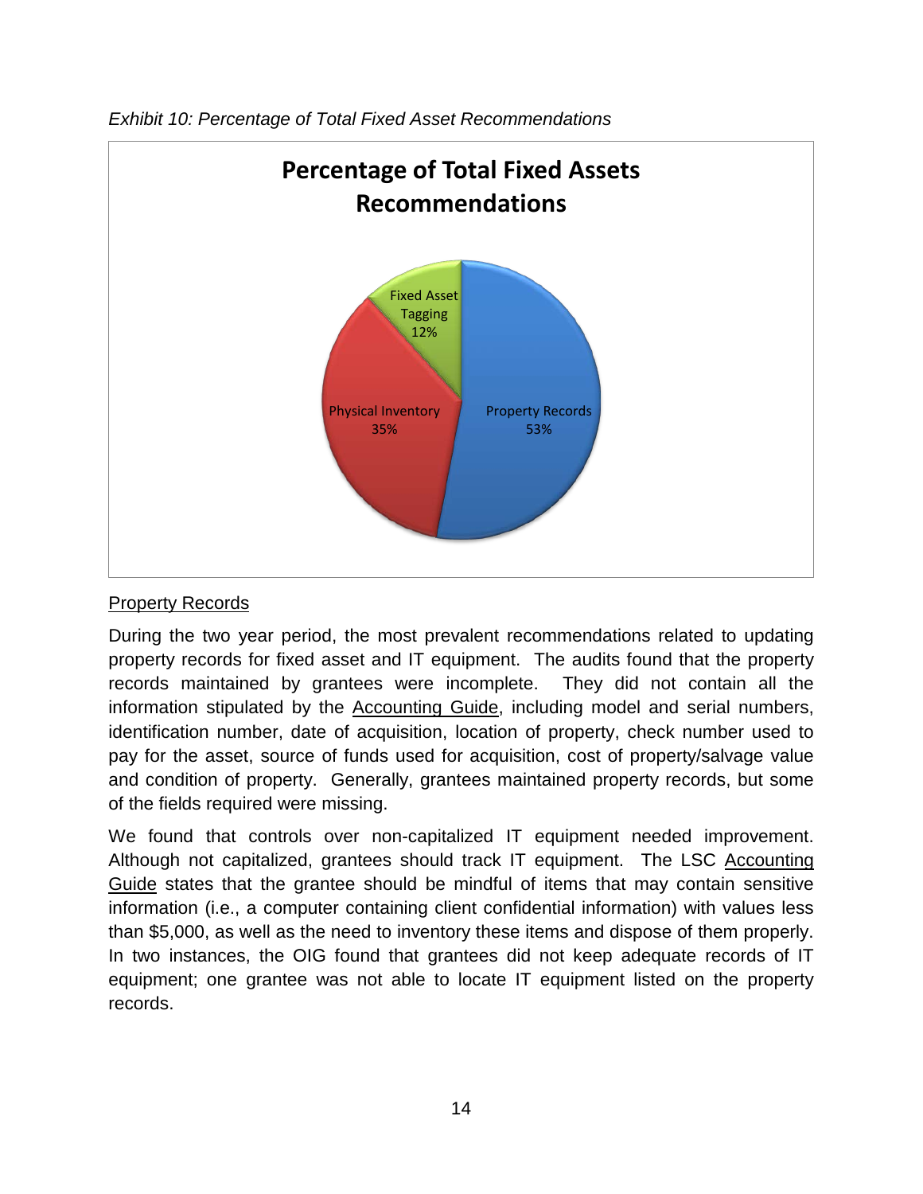*Exhibit 10: Percentage of Total Fixed Asset Recommendations*

**Percentage of Total Fixed Assets Recommendations**

| Category | Percentage |
|---|---|
| Property Records | 53% |
| Physical Inventory | 35% |
| Fixed Asset Tagging | 12% |

Property Records

During the two year period, the most prevalent recommendations related to updating property records for fixed asset and IT equipment. The audits found that the property records maintained by grantees were incomplete. They did not contain all the information stipulated by the Accounting Guide, including model and serial numbers, identification number, date of acquisition, location of property, check number used to pay for the asset, source of funds used for acquisition, cost of property/salvage value and condition of property. Generally, grantees maintained property records, but some of the fields required were missing.

We found that controls over non-capitalized IT equipment needed improvement. Although not capitalized, grantees should track IT equipment. The LSC Accounting Guide states that the grantee should be mindful of items that may contain sensitive information (i.e., a computer containing client confidential information) with values less than $5,000, as well as the need to inventory these items and dispose of them properly. In two instances, the OIG found that grantees did not keep adequate records of IT equipment; one grantee was not able to locate IT equipment listed on the property records.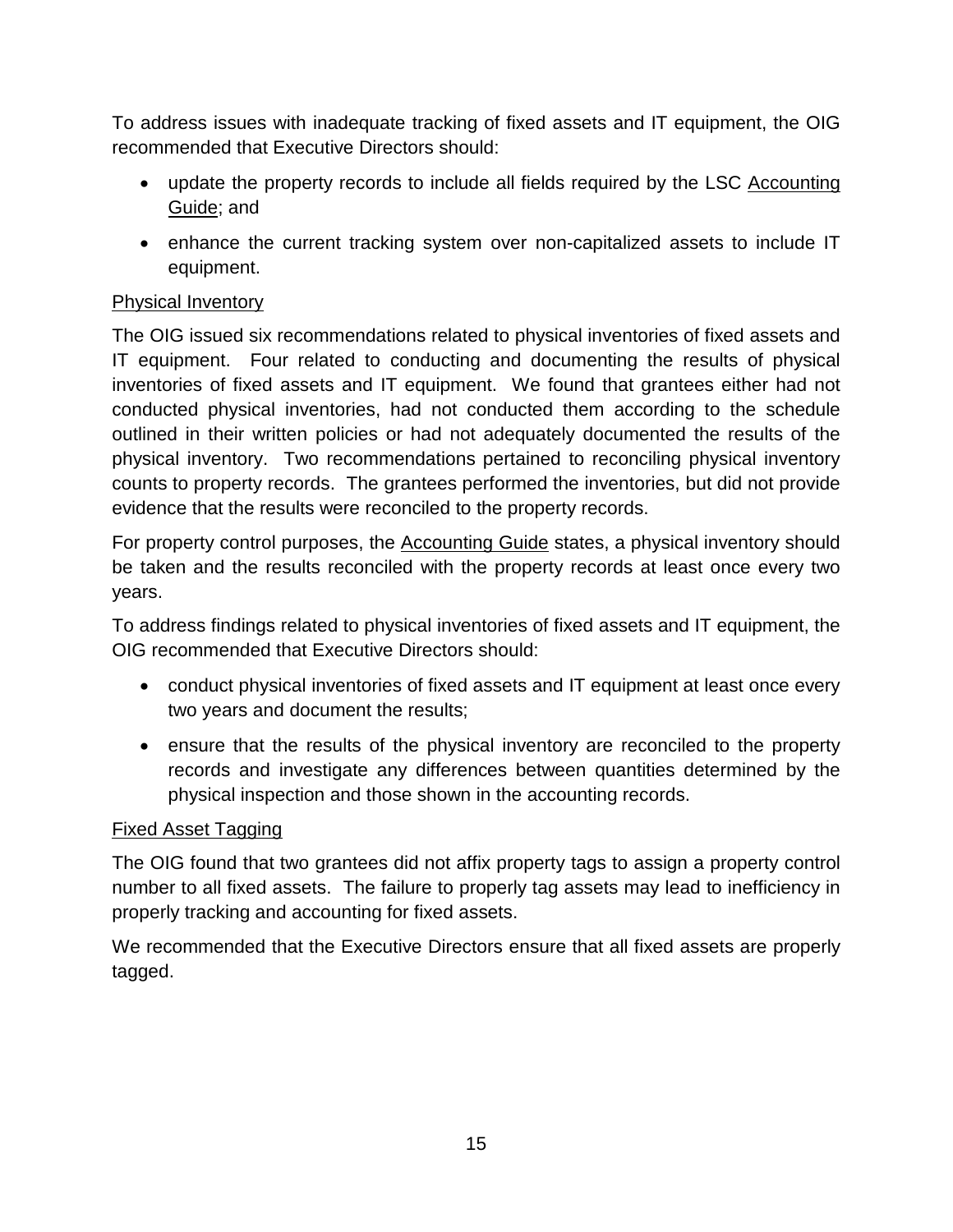To address issues with inadequate tracking of fixed assets and IT equipment, the OIG recommended that Executive Directors should:

- update the property records to include all fields required by the LSC Accounting Guide; and
- enhance the current tracking system over non-capitalized assets to include IT equipment.

Physical Inventory

The OIG issued six recommendations related to physical inventories of fixed assets and IT equipment. Four related to conducting and documenting the results of physical inventories of fixed assets and IT equipment. We found that grantees either had not conducted physical inventories, had not conducted them according to the schedule outlined in their written policies or had not adequately documented the results of the physical inventory. Two recommendations pertained to reconciling physical inventory counts to property records. The grantees performed the inventories, but did not provide evidence that the results were reconciled to the property records.

For property control purposes, the Accounting Guide states, a physical inventory should be taken and the results reconciled with the property records at least once every two years.

To address findings related to physical inventories of fixed assets and IT equipment, the OIG recommended that Executive Directors should:

- conduct physical inventories of fixed assets and IT equipment at least once every two years and document the results;
- ensure that the results of the physical inventory are reconciled to the property records and investigate any differences between quantities determined by the physical inspection and those shown in the accounting records.

Fixed Asset Tagging

The OIG found that two grantees did not affix property tags to assign a property control number to all fixed assets. The failure to properly tag assets may lead to inefficiency in properly tracking and accounting for fixed assets.

We recommended that the Executive Directors ensure that all fixed assets are properly tagged.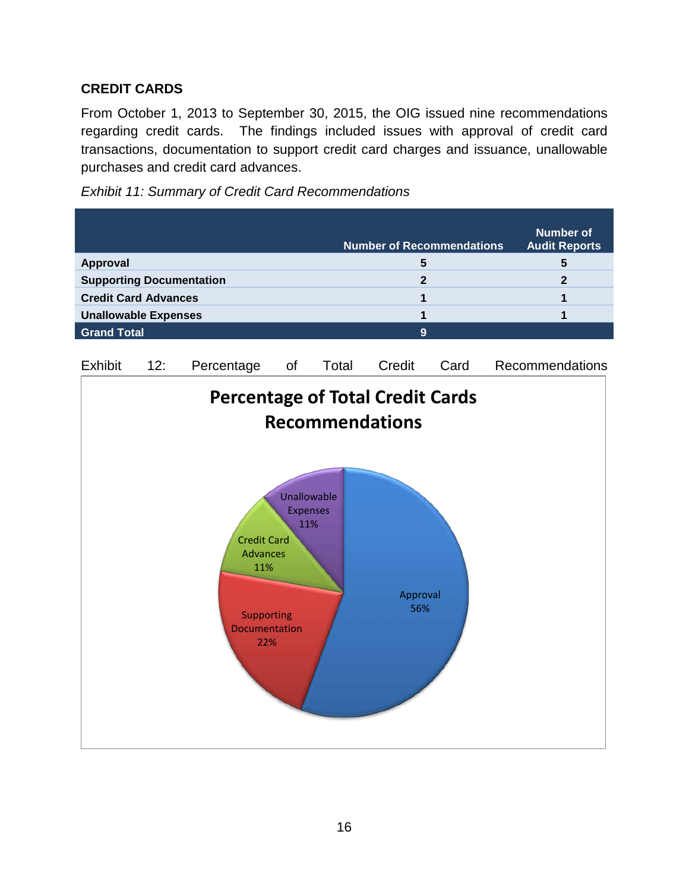## CREDIT CARDS

From October 1, 2013 to September 30, 2015, the OIG issued nine recommendations regarding credit cards. The findings included issues with approval of credit card transactions, documentation to support credit card charges and issuance, unallowable purchases and credit card advances.

*Exhibit 11: Summary of Credit Card Recommendations*

| | Number of Recommendations | Number of Audit Reports |
|---|---|---|
| **Approval** | **5** | **5** |
| **Supporting Documentation** | **2** | **2** |
| **Credit Card Advances** | **1** | **1** |
| **Unallowable Expenses** | **1** | **1** |
| **Grand Total** | **9** | |

Exhibit 12: Percentage of Total Credit Card Recommendations

**Percentage of Total Credit Cards Recommendations**

| Category | Percentage |
|---|---|
| Approval | 56% |
| Supporting Documentation | 22% |
| Credit Card Advances | 11% |
| Unallowable Expenses | 11% |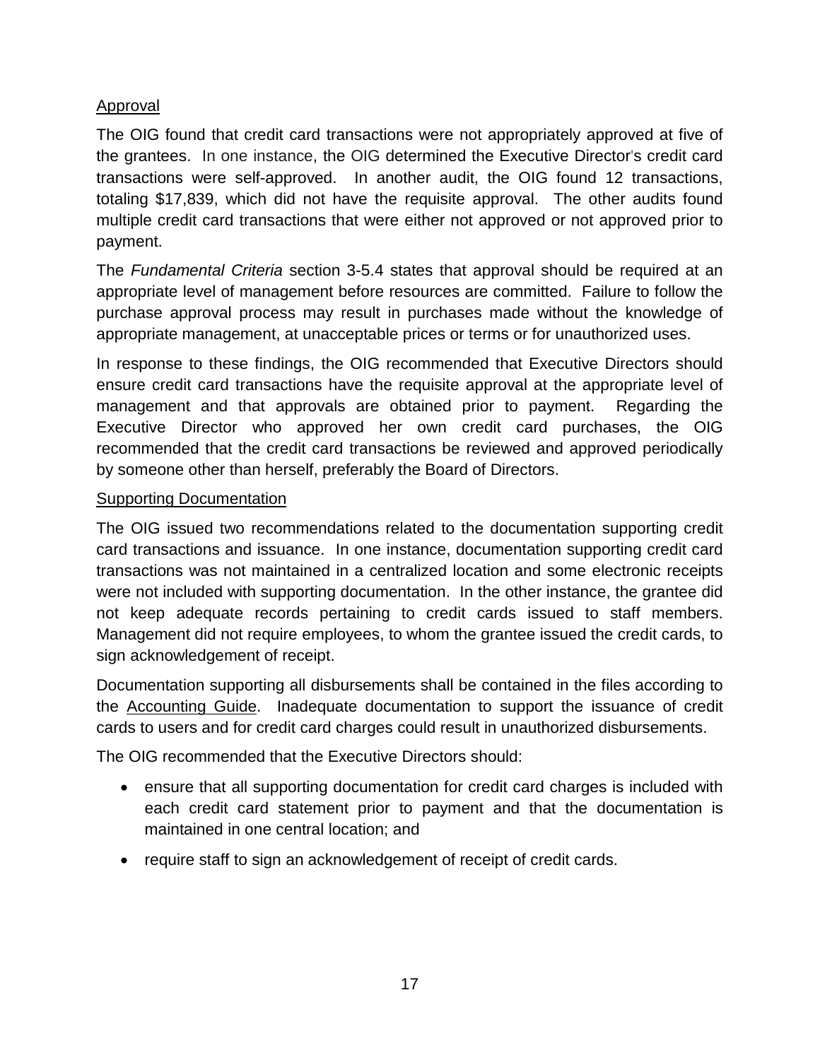<u>Approval</u>

The OIG found that credit card transactions were not appropriately approved at five of the grantees. In one instance, the OIG determined the Executive Director's credit card transactions were self-approved. In another audit, the OIG found 12 transactions, totaling $17,839, which did not have the requisite approval. The other audits found multiple credit card transactions that were either not approved or not approved prior to payment.

The *Fundamental Criteria* section 3-5.4 states that approval should be required at an appropriate level of management before resources are committed. Failure to follow the purchase approval process may result in purchases made without the knowledge of appropriate management, at unacceptable prices or terms or for unauthorized uses.

In response to these findings, the OIG recommended that Executive Directors should ensure credit card transactions have the requisite approval at the appropriate level of management and that approvals are obtained prior to payment. Regarding the Executive Director who approved her own credit card purchases, the OIG recommended that the credit card transactions be reviewed and approved periodically by someone other than herself, preferably the Board of Directors.

<u>Supporting Documentation</u>

The OIG issued two recommendations related to the documentation supporting credit card transactions and issuance. In one instance, documentation supporting credit card transactions was not maintained in a centralized location and some electronic receipts were not included with supporting documentation. In the other instance, the grantee did not keep adequate records pertaining to credit cards issued to staff members. Management did not require employees, to whom the grantee issued the credit cards, to sign acknowledgement of receipt.

Documentation supporting all disbursements shall be contained in the files according to the <u>Accounting Guide</u>. Inadequate documentation to support the issuance of credit cards to users and for credit card charges could result in unauthorized disbursements.

The OIG recommended that the Executive Directors should:

- ensure that all supporting documentation for credit card charges is included with each credit card statement prior to payment and that the documentation is maintained in one central location; and
- require staff to sign an acknowledgement of receipt of credit cards.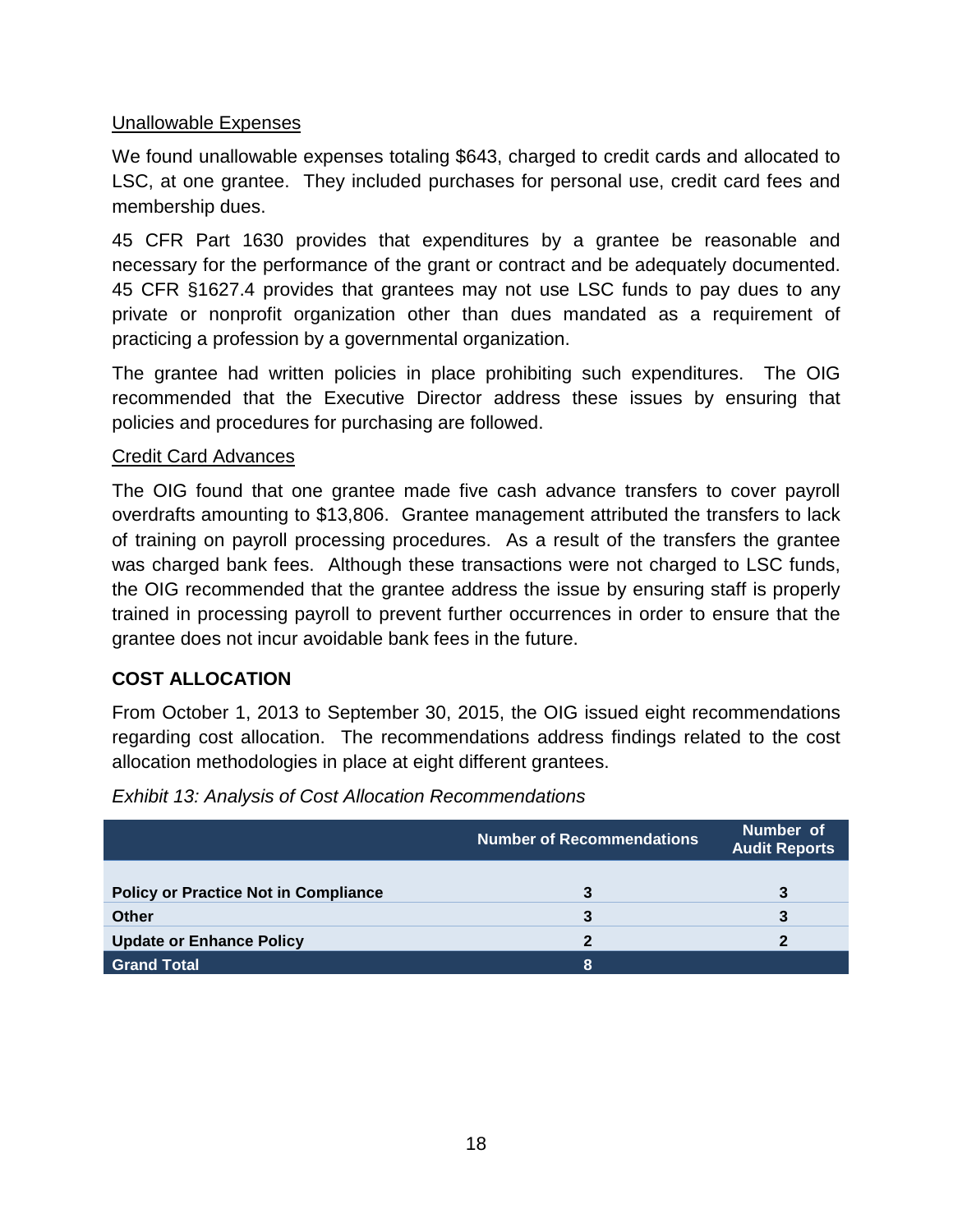Unallowable Expenses

We found unallowable expenses totaling $643, charged to credit cards and allocated to LSC, at one grantee. They included purchases for personal use, credit card fees and membership dues.

45 CFR Part 1630 provides that expenditures by a grantee be reasonable and necessary for the performance of the grant or contract and be adequately documented. 45 CFR §1627.4 provides that grantees may not use LSC funds to pay dues to any private or nonprofit organization other than dues mandated as a requirement of practicing a profession by a governmental organization.

The grantee had written policies in place prohibiting such expenditures. The OIG recommended that the Executive Director address these issues by ensuring that policies and procedures for purchasing are followed.

Credit Card Advances

The OIG found that one grantee made five cash advance transfers to cover payroll overdrafts amounting to $13,806. Grantee management attributed the transfers to lack of training on payroll processing procedures. As a result of the transfers the grantee was charged bank fees. Although these transactions were not charged to LSC funds, the OIG recommended that the grantee address the issue by ensuring staff is properly trained in processing payroll to prevent further occurrences in order to ensure that the grantee does not incur avoidable bank fees in the future.

## COST ALLOCATION

From October 1, 2013 to September 30, 2015, the OIG issued eight recommendations regarding cost allocation. The recommendations address findings related to the cost allocation methodologies in place at eight different grantees.

*Exhibit 13: Analysis of Cost Allocation Recommendations*

| | Number of Recommendations | Number of Audit Reports |
|---|---|---|
| **Policy or Practice Not in Compliance** | **3** | **3** |
| **Other** | **3** | **3** |
| **Update or Enhance Policy** | **2** | **2** |
| **Grand Total** | **8** | |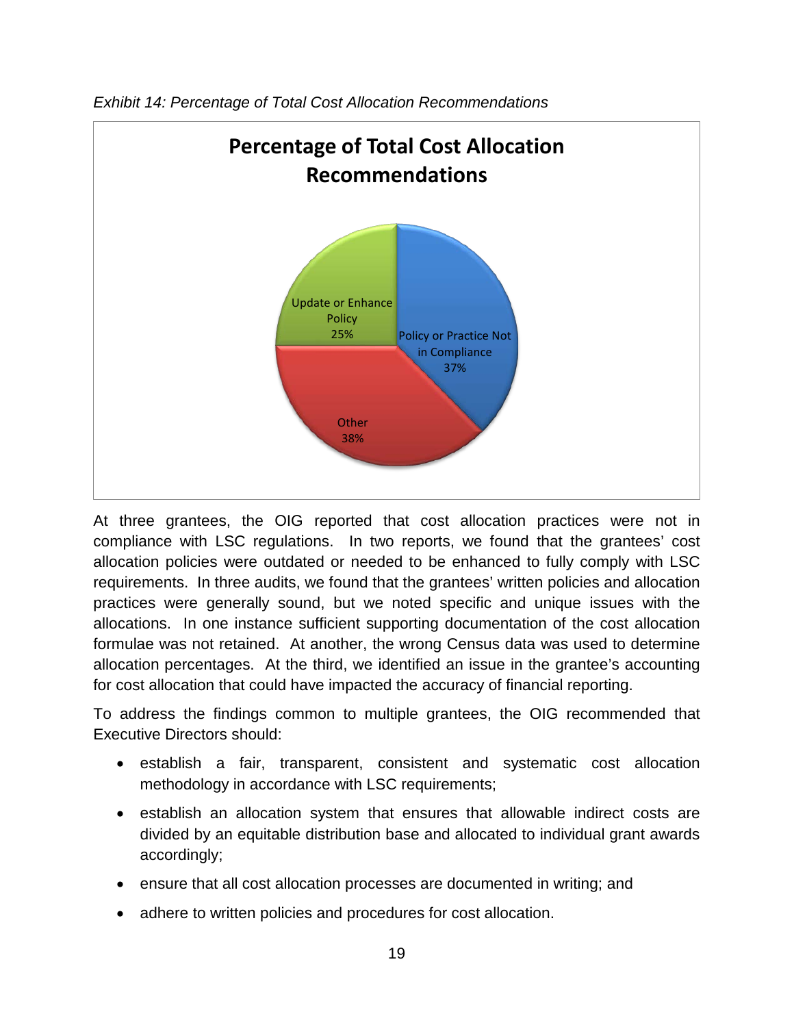*Exhibit 14: Percentage of Total Cost Allocation Recommendations*

**Percentage of Total Cost Allocation Recommendations**

- Update or Enhance Policy 25%
- Policy or Practice Not in Compliance 37%
- Other 38%

At three grantees, the OIG reported that cost allocation practices were not in compliance with LSC regulations. In two reports, we found that the grantees' cost allocation policies were outdated or needed to be enhanced to fully comply with LSC requirements. In three audits, we found that the grantees' written policies and allocation practices were generally sound, but we noted specific and unique issues with the allocations. In one instance sufficient supporting documentation of the cost allocation formulae was not retained. At another, the wrong Census data was used to determine allocation percentages. At the third, we identified an issue in the grantee's accounting for cost allocation that could have impacted the accuracy of financial reporting.

To address the findings common to multiple grantees, the OIG recommended that Executive Directors should:

- establish a fair, transparent, consistent and systematic cost allocation methodology in accordance with LSC requirements;
- establish an allocation system that ensures that allowable indirect costs are divided by an equitable distribution base and allocated to individual grant awards accordingly;
- ensure that all cost allocation processes are documented in writing; and
- adhere to written policies and procedures for cost allocation.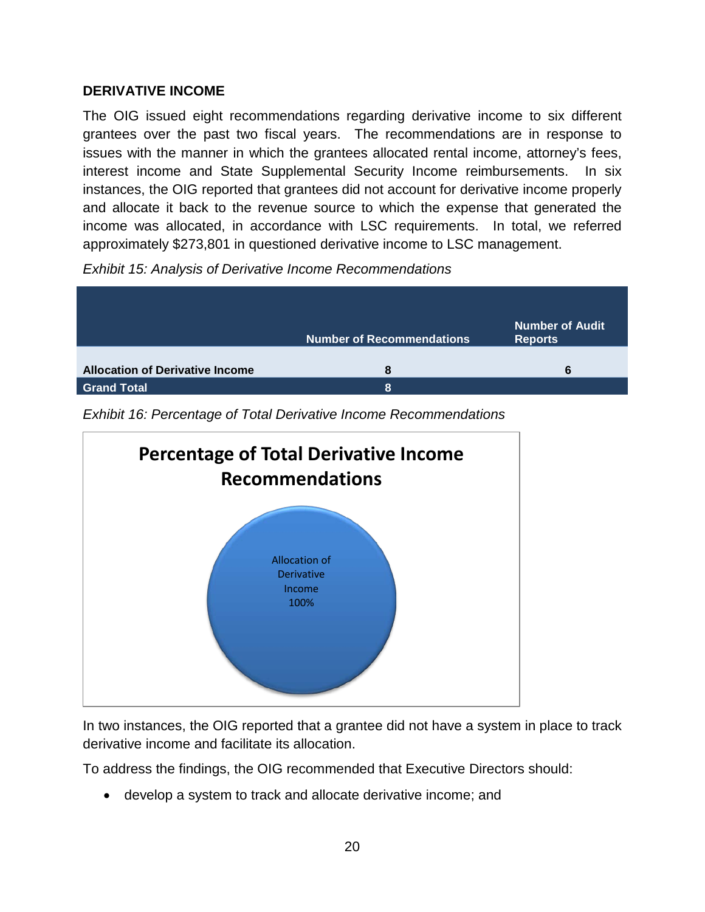## DERIVATIVE INCOME

The OIG issued eight recommendations regarding derivative income to six different grantees over the past two fiscal years. The recommendations are in response to issues with the manner in which the grantees allocated rental income, attorney's fees, interest income and State Supplemental Security Income reimbursements. In six instances, the OIG reported that grantees did not account for derivative income properly and allocate it back to the revenue source to which the expense that generated the income was allocated, in accordance with LSC requirements. In total, we referred approximately $273,801 in questioned derivative income to LSC management.

*Exhibit 15: Analysis of Derivative Income Recommendations*

| | Number of Recommendations | Number of Audit Reports |
|---|---|---|
| **Allocation of Derivative Income** | 8 | 6 |
| **Grand Total** | 8 | |

*Exhibit 16: Percentage of Total Derivative Income Recommendations*

**Percentage of Total Derivative Income Recommendations**

Allocation of Derivative Income 100%

In two instances, the OIG reported that a grantee did not have a system in place to track derivative income and facilitate its allocation.

To address the findings, the OIG recommended that Executive Directors should:

- develop a system to track and allocate derivative income; and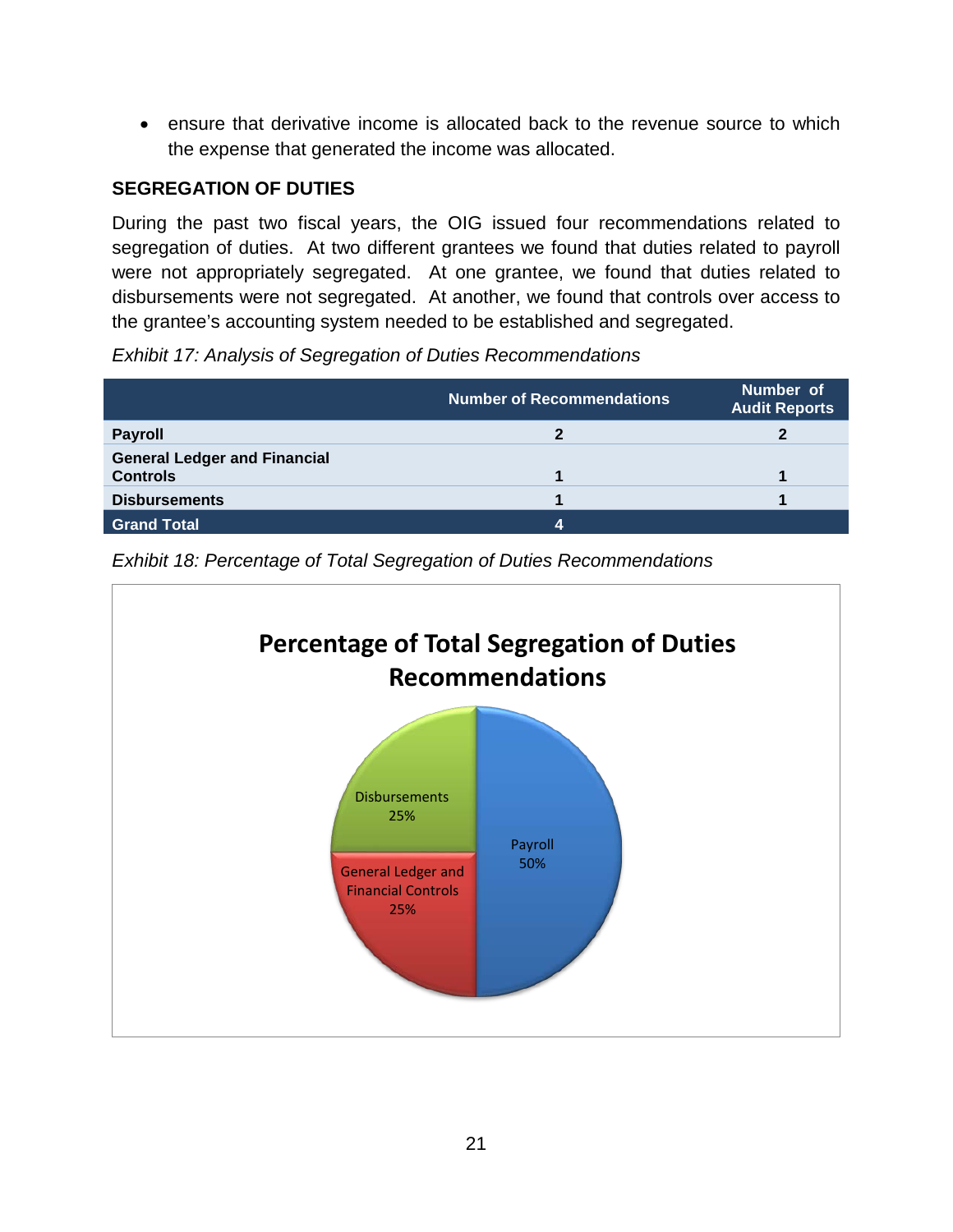- ensure that derivative income is allocated back to the revenue source to which the expense that generated the income was allocated.

### SEGREGATION OF DUTIES

During the past two fiscal years, the OIG issued four recommendations related to segregation of duties. At two different grantees we found that duties related to payroll were not appropriately segregated. At one grantee, we found that duties related to disbursements were not segregated. At another, we found that controls over access to the grantee's accounting system needed to be established and segregated.

*Exhibit 17: Analysis of Segregation of Duties Recommendations*

| | Number of Recommendations | Number of Audit Reports |
|---|---|---|
| **Payroll** | **2** | **2** |
| **General Ledger and Financial Controls** | **1** | **1** |
| **Disbursements** | **1** | **1** |
| **Grand Total** | **4** | |

*Exhibit 18: Percentage of Total Segregation of Duties Recommendations*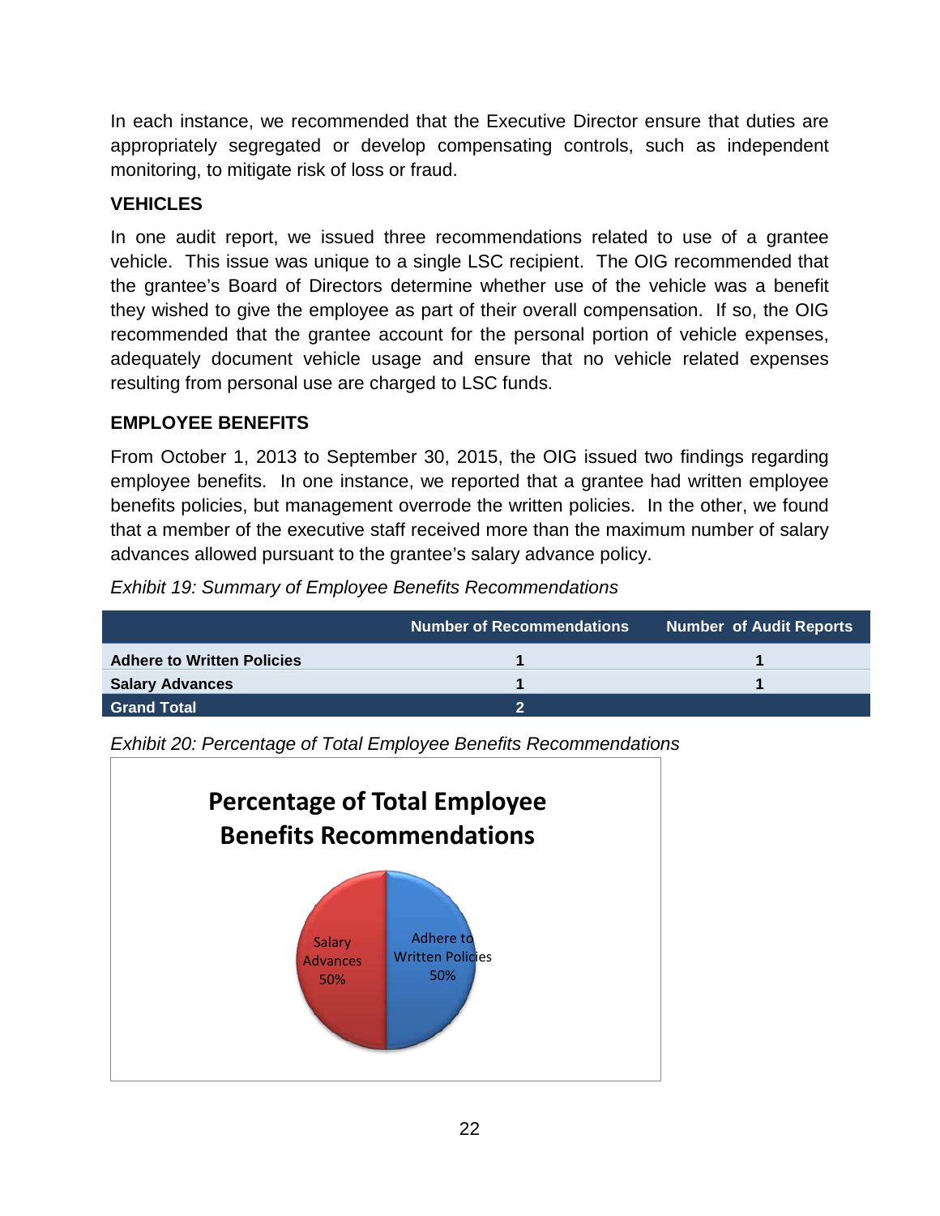In each instance, we recommended that the Executive Director ensure that duties are appropriately segregated or develop compensating controls, such as independent monitoring, to mitigate risk of loss or fraud.

### VEHICLES

In one audit report, we issued three recommendations related to use of a grantee vehicle. This issue was unique to a single LSC recipient. The OIG recommended that the grantee's Board of Directors determine whether use of the vehicle was a benefit they wished to give the employee as part of their overall compensation. If so, the OIG recommended that the grantee account for the personal portion of vehicle expenses, adequately document vehicle usage and ensure that no vehicle related expenses resulting from personal use are charged to LSC funds.

### EMPLOYEE BENEFITS

From October 1, 2013 to September 30, 2015, the OIG issued two findings regarding employee benefits. In one instance, we reported that a grantee had written employee benefits policies, but management overrode the written policies. In the other, we found that a member of the executive staff received more than the maximum number of salary advances allowed pursuant to the grantee's salary advance policy.

*Exhibit 19: Summary of Employee Benefits Recommendations*

| | Number of Recommendations | Number of Audit Reports |
|---|---|---|
| **Adhere to Written Policies** | 1 | 1 |
| **Salary Advances** | 1 | 1 |
| **Grand Total** | 2 | |

*Exhibit 20: Percentage of Total Employee Benefits Recommendations*

**Percentage of Total Employee Benefits Recommendations**

| Category | Percentage |
|---|---|
| Salary Advances | 50% |
| Adhere to Written Policies | 50% |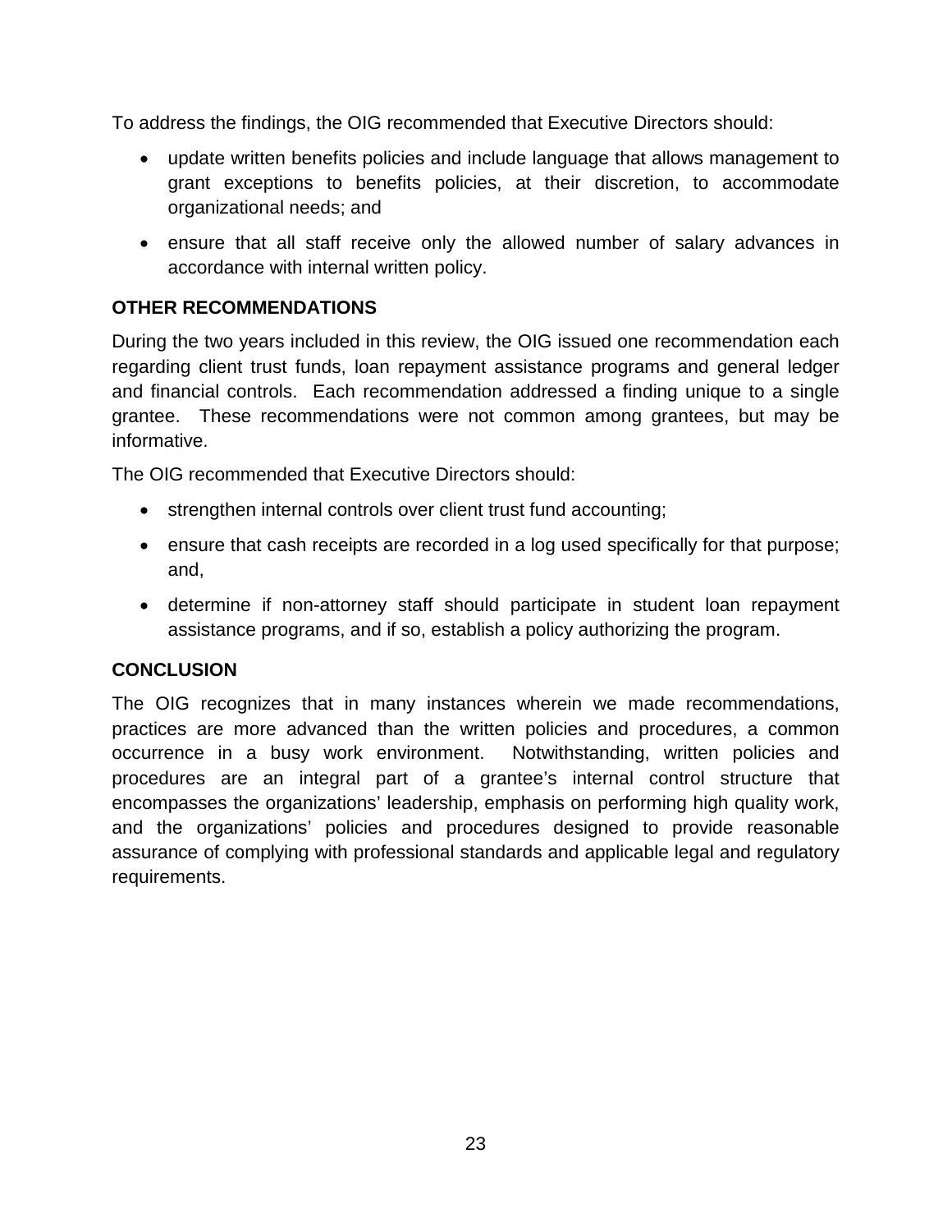To address the findings, the OIG recommended that Executive Directors should:

- update written benefits policies and include language that allows management to grant exceptions to benefits policies, at their discretion, to accommodate organizational needs; and
- ensure that all staff receive only the allowed number of salary advances in accordance with internal written policy.

## OTHER RECOMMENDATIONS

During the two years included in this review, the OIG issued one recommendation each regarding client trust funds, loan repayment assistance programs and general ledger and financial controls. Each recommendation addressed a finding unique to a single grantee. These recommendations were not common among grantees, but may be informative.

The OIG recommended that Executive Directors should:

- strengthen internal controls over client trust fund accounting;
- ensure that cash receipts are recorded in a log used specifically for that purpose; and,
- determine if non-attorney staff should participate in student loan repayment assistance programs, and if so, establish a policy authorizing the program.

## CONCLUSION

The OIG recognizes that in many instances wherein we made recommendations, practices are more advanced than the written policies and procedures, a common occurrence in a busy work environment. Notwithstanding, written policies and procedures are an integral part of a grantee's internal control structure that encompasses the organizations' leadership, emphasis on performing high quality work, and the organizations' policies and procedures designed to provide reasonable assurance of complying with professional standards and applicable legal and regulatory requirements.